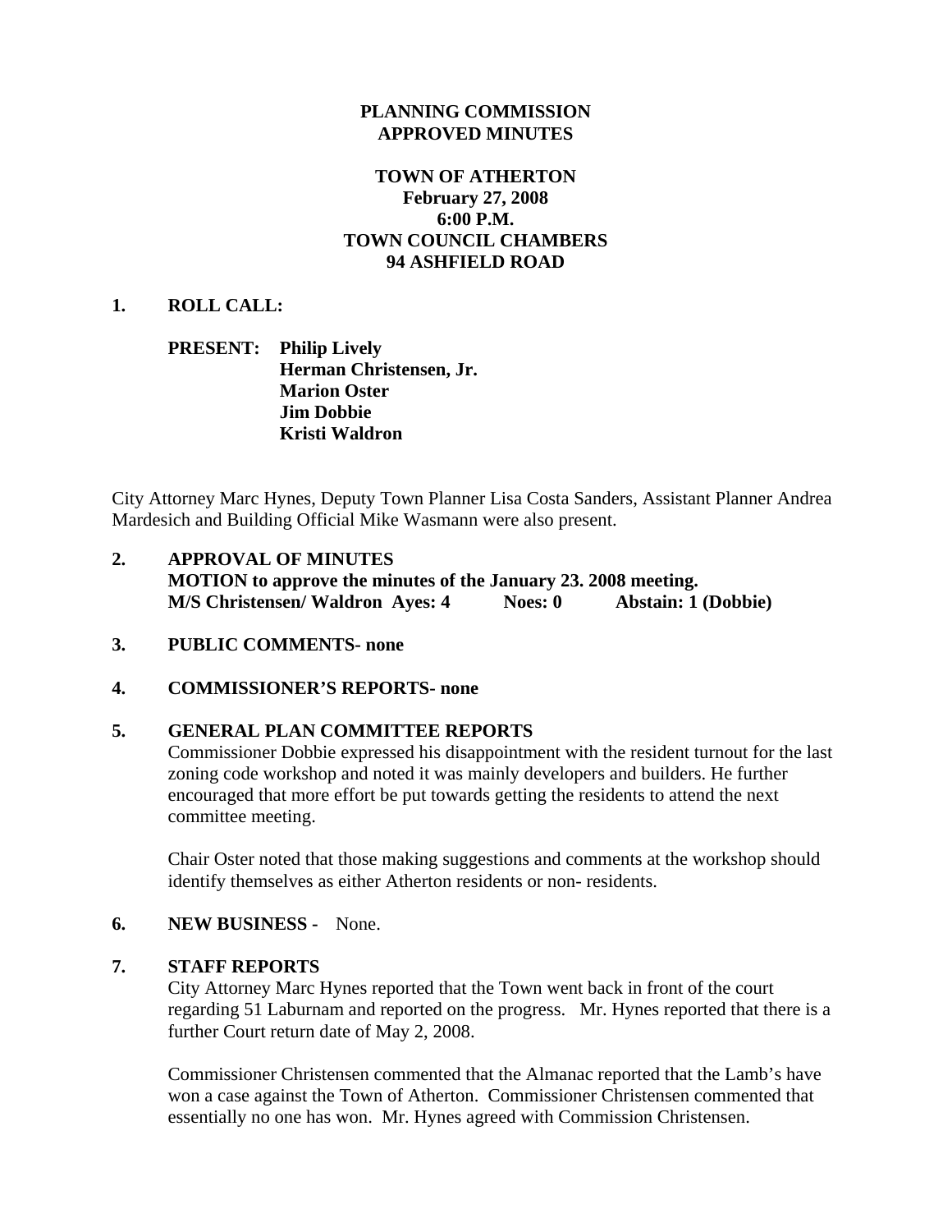**PLANNING COMMISSION**
**APPROVED MINUTES**

**TOWN OF ATHERTON**
**February 27, 2008**
**6:00 P.M.**
**TOWN COUNCIL CHAMBERS**
**94 ASHFIELD ROAD**

**1. ROLL CALL:**

**PRESENT:** **Philip Lively**
**Herman Christensen, Jr.**
**Marion Oster**
**Jim Dobbie**
**Kristi Waldron**

City Attorney Marc Hynes, Deputy Town Planner Lisa Costa Sanders, Assistant Planner Andrea Mardesich and Building Official Mike Wasmann were also present.

**2. APPROVAL OF MINUTES**
**MOTION to approve the minutes of the January 23. 2008 meeting.**
**M/S Christensen/ Waldron Ayes: 4 Noes: 0 Abstain: 1 (Dobbie)**

**3. PUBLIC COMMENTS- none**

**4. COMMISSIONER'S REPORTS- none**

**5. GENERAL PLAN COMMITTEE REPORTS**

Commissioner Dobbie expressed his disappointment with the resident turnout for the last zoning code workshop and noted it was mainly developers and builders. He further encouraged that more effort be put towards getting the residents to attend the next committee meeting.

Chair Oster noted that those making suggestions and comments at the workshop should identify themselves as either Atherton residents or non- residents.

**6. NEW BUSINESS -** None.

**7. STAFF REPORTS**

City Attorney Marc Hynes reported that the Town went back in front of the court regarding 51 Laburnam and reported on the progress. Mr. Hynes reported that there is a further Court return date of May 2, 2008.

Commissioner Christensen commented that the Almanac reported that the Lamb's have won a case against the Town of Atherton. Commissioner Christensen commented that essentially no one has won. Mr. Hynes agreed with Commission Christensen.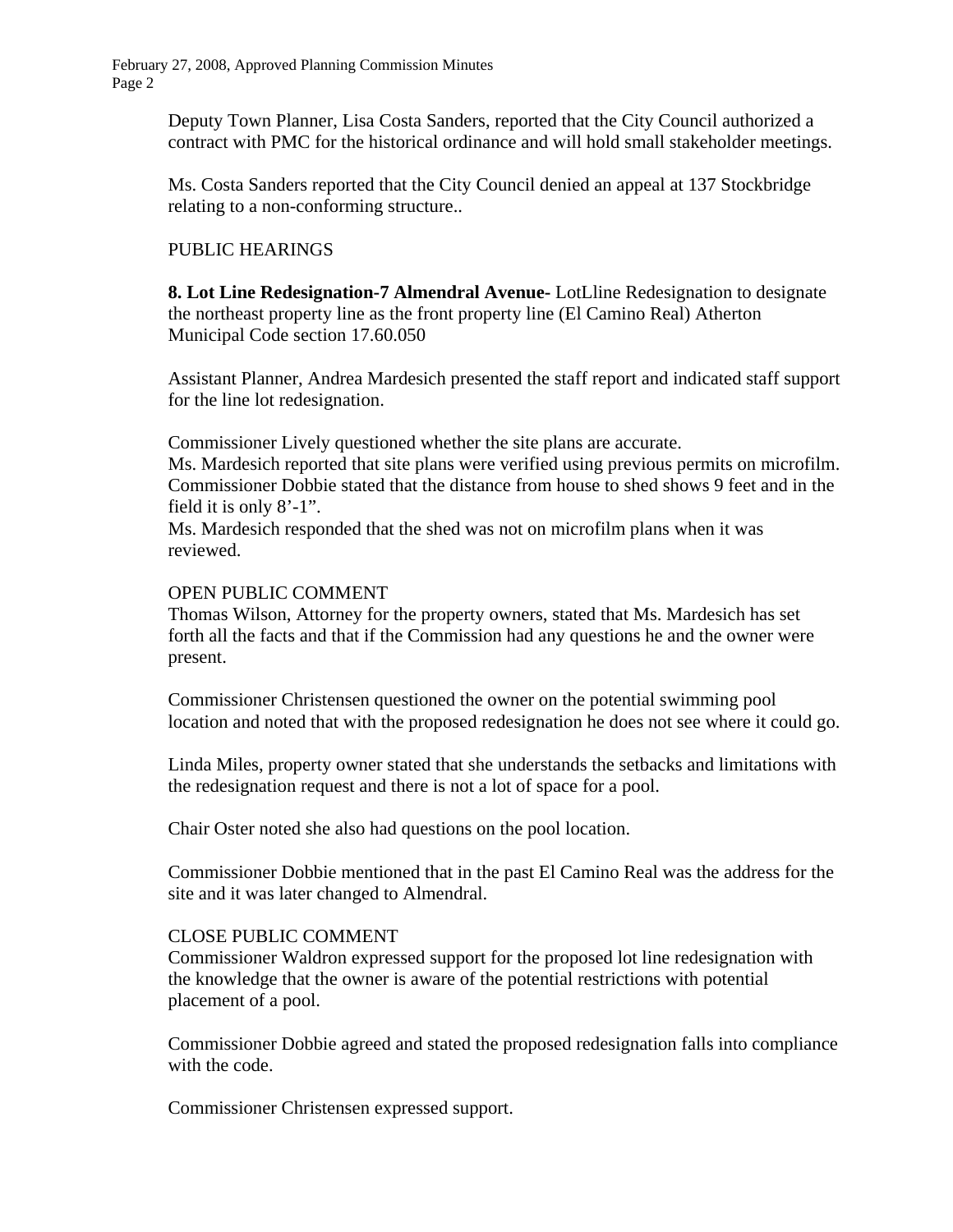Deputy Town Planner, Lisa Costa Sanders, reported that the City Council authorized a contract with PMC for the historical ordinance and will hold small stakeholder meetings.

Ms. Costa Sanders reported that the City Council denied an appeal at 137 Stockbridge relating to a non-conforming structure..

PUBLIC HEARINGS

**8. Lot Line Redesignation-7 Almendral Avenue-** LotLline Redesignation to designate the northeast property line as the front property line (El Camino Real) Atherton Municipal Code section 17.60.050

Assistant Planner, Andrea Mardesich presented the staff report and indicated staff support for the line lot redesignation.

Commissioner Lively questioned whether the site plans are accurate.
Ms. Mardesich reported that site plans were verified using previous permits on microfilm.
Commissioner Dobbie stated that the distance from house to shed shows 9 feet and in the field it is only 8'-1".
Ms. Mardesich responded that the shed was not on microfilm plans when it was reviewed.

OPEN PUBLIC COMMENT
Thomas Wilson, Attorney for the property owners, stated that Ms. Mardesich has set forth all the facts and that if the Commission had any questions he and the owner were present.

Commissioner Christensen questioned the owner on the potential swimming pool location and noted that with the proposed redesignation he does not see where it could go.

Linda Miles, property owner stated that she understands the setbacks and limitations with the redesignation request and there is not a lot of space for a pool.

Chair Oster noted she also had questions on the pool location.

Commissioner Dobbie mentioned that in the past El Camino Real was the address for the site and it was later changed to Almendral.

CLOSE PUBLIC COMMENT
Commissioner Waldron expressed support for the proposed lot line redesignation with the knowledge that the owner is aware of the potential restrictions with potential placement of a pool.

Commissioner Dobbie agreed and stated the proposed redesignation falls into compliance with the code.

Commissioner Christensen expressed support.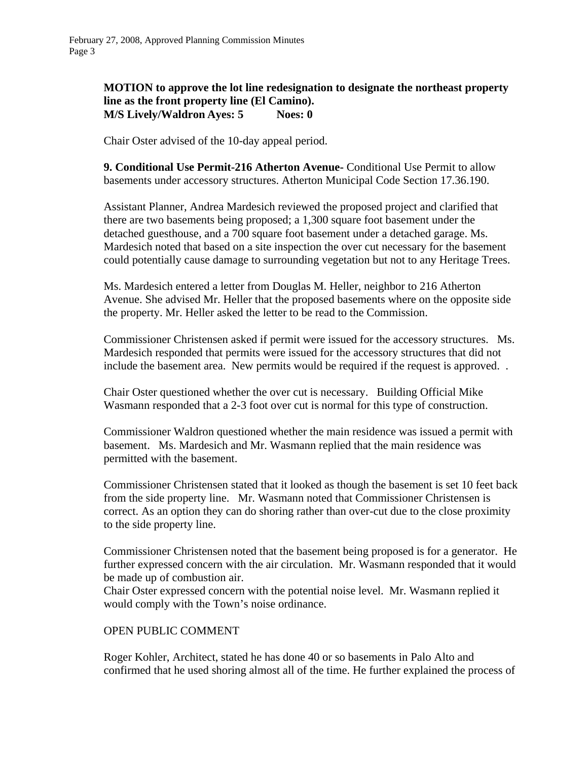**MOTION to approve the lot line redesignation to designate the northeast property line as the front property line (El Camino).**
**M/S Lively/Waldron Ayes: 5 Noes: 0**

Chair Oster advised of the 10-day appeal period.

**9. Conditional Use Permit-216 Atherton Avenue-** Conditional Use Permit to allow basements under accessory structures. Atherton Municipal Code Section 17.36.190.

Assistant Planner, Andrea Mardesich reviewed the proposed project and clarified that there are two basements being proposed; a 1,300 square foot basement under the detached guesthouse, and a 700 square foot basement under a detached garage. Ms. Mardesich noted that based on a site inspection the over cut necessary for the basement could potentially cause damage to surrounding vegetation but not to any Heritage Trees.

Ms. Mardesich entered a letter from Douglas M. Heller, neighbor to 216 Atherton Avenue. She advised Mr. Heller that the proposed basements where on the opposite side the property. Mr. Heller asked the letter to be read to the Commission.

Commissioner Christensen asked if permit were issued for the accessory structures. Ms. Mardesich responded that permits were issued for the accessory structures that did not include the basement area. New permits would be required if the request is approved. .

Chair Oster questioned whether the over cut is necessary. Building Official Mike Wasmann responded that a 2-3 foot over cut is normal for this type of construction.

Commissioner Waldron questioned whether the main residence was issued a permit with basement. Ms. Mardesich and Mr. Wasmann replied that the main residence was permitted with the basement.

Commissioner Christensen stated that it looked as though the basement is set 10 feet back from the side property line. Mr. Wasmann noted that Commissioner Christensen is correct. As an option they can do shoring rather than over-cut due to the close proximity to the side property line.

Commissioner Christensen noted that the basement being proposed is for a generator. He further expressed concern with the air circulation. Mr. Wasmann responded that it would be made up of combustion air.
Chair Oster expressed concern with the potential noise level. Mr. Wasmann replied it would comply with the Town's noise ordinance.

OPEN PUBLIC COMMENT

Roger Kohler, Architect, stated he has done 40 or so basements in Palo Alto and confirmed that he used shoring almost all of the time. He further explained the process of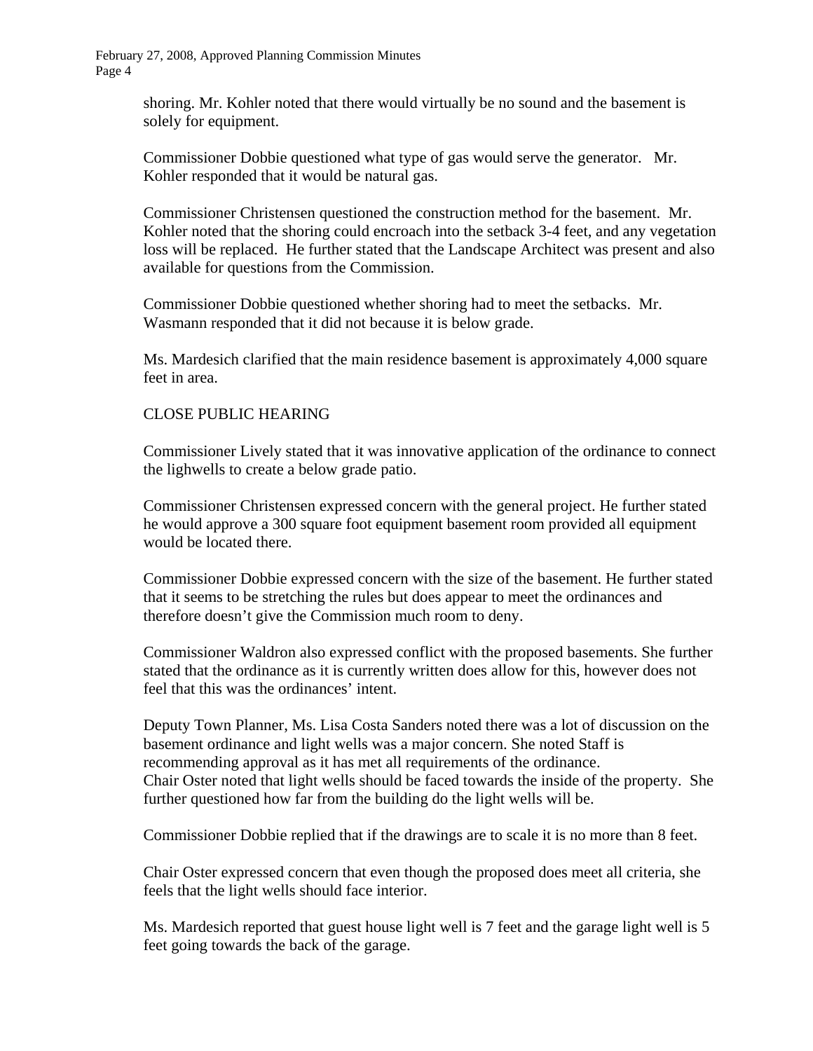shoring. Mr. Kohler noted that there would virtually be no sound and the basement is solely for equipment.

Commissioner Dobbie questioned what type of gas would serve the generator. Mr. Kohler responded that it would be natural gas.

Commissioner Christensen questioned the construction method for the basement. Mr. Kohler noted that the shoring could encroach into the setback 3-4 feet, and any vegetation loss will be replaced. He further stated that the Landscape Architect was present and also available for questions from the Commission.

Commissioner Dobbie questioned whether shoring had to meet the setbacks. Mr. Wasmann responded that it did not because it is below grade.

Ms. Mardesich clarified that the main residence basement is approximately 4,000 square feet in area.

CLOSE PUBLIC HEARING

Commissioner Lively stated that it was innovative application of the ordinance to connect the lighwells to create a below grade patio.

Commissioner Christensen expressed concern with the general project. He further stated he would approve a 300 square foot equipment basement room provided all equipment would be located there.

Commissioner Dobbie expressed concern with the size of the basement. He further stated that it seems to be stretching the rules but does appear to meet the ordinances and therefore doesn't give the Commission much room to deny.

Commissioner Waldron also expressed conflict with the proposed basements. She further stated that the ordinance as it is currently written does allow for this, however does not feel that this was the ordinances' intent.

Deputy Town Planner, Ms. Lisa Costa Sanders noted there was a lot of discussion on the basement ordinance and light wells was a major concern. She noted Staff is recommending approval as it has met all requirements of the ordinance.
Chair Oster noted that light wells should be faced towards the inside of the property. She further questioned how far from the building do the light wells will be.

Commissioner Dobbie replied that if the drawings are to scale it is no more than 8 feet.

Chair Oster expressed concern that even though the proposed does meet all criteria, she feels that the light wells should face interior.

Ms. Mardesich reported that guest house light well is 7 feet and the garage light well is 5 feet going towards the back of the garage.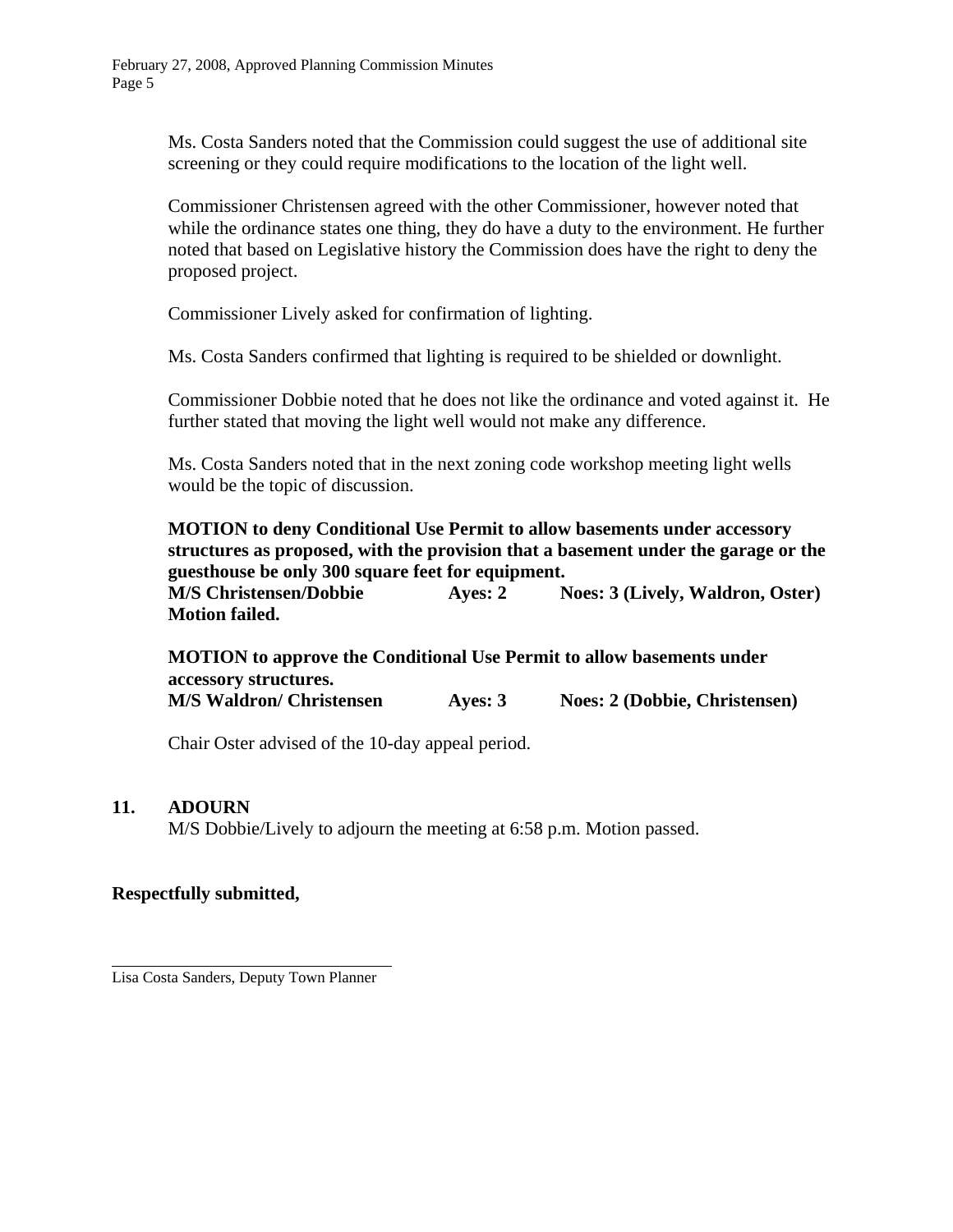Ms. Costa Sanders noted that the Commission could suggest the use of additional site screening or they could require modifications to the location of the light well.

Commissioner Christensen agreed with the other Commissioner, however noted that while the ordinance states one thing, they do have a duty to the environment. He further noted that based on Legislative history the Commission does have the right to deny the proposed project.

Commissioner Lively asked for confirmation of lighting.

Ms. Costa Sanders confirmed that lighting is required to be shielded or downlight.

Commissioner Dobbie noted that he does not like the ordinance and voted against it. He further stated that moving the light well would not make any difference.

Ms. Costa Sanders noted that in the next zoning code workshop meeting light wells would be the topic of discussion.

**MOTION to deny Conditional Use Permit to allow basements under accessory structures as proposed, with the provision that a basement under the garage or the guesthouse be only 300 square feet for equipment.**
**M/S Christensen/Dobbie Ayes: 2 Noes: 3 (Lively, Waldron, Oster)**
**Motion failed.**

**MOTION to approve the Conditional Use Permit to allow basements under accessory structures.**
**M/S Waldron/ Christensen Ayes: 3 Noes: 2 (Dobbie, Christensen)**

Chair Oster advised of the 10-day appeal period.

## 11. ADOURN

M/S Dobbie/Lively to adjourn the meeting at 6:58 p.m. Motion passed.

**Respectfully submitted,**

Lisa Costa Sanders, Deputy Town Planner